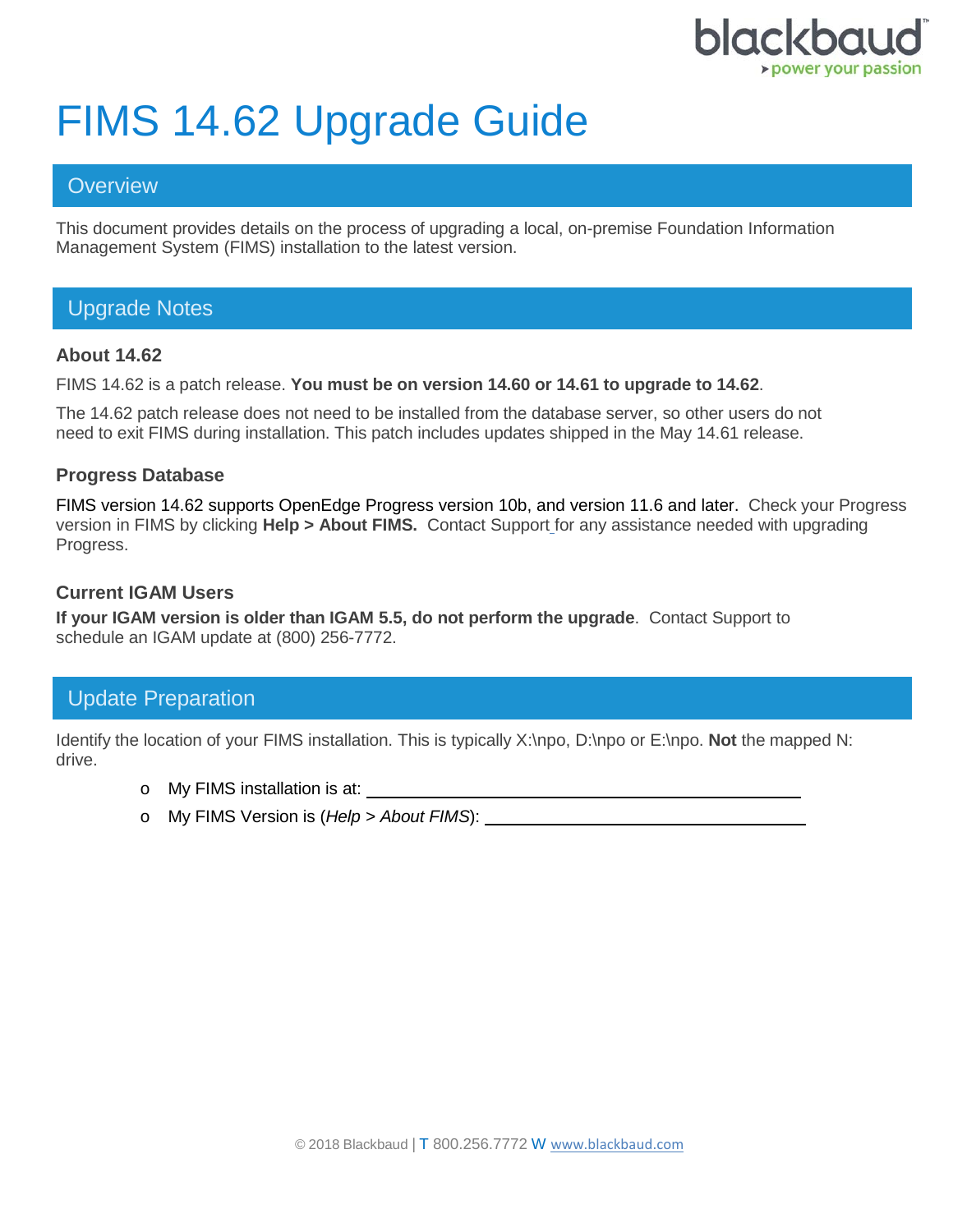# FIMS 14.62 Upgrade Guide

## Overview

This document provides details on the process of upgrading a local, on-premise Foundation Information Management System (FIMS) installation to the latest version.

## Upgrade Notes

### About 14.62

FIMS 14.62 is a patch release. **You must be on version 14.60 or 14.61 to upgrade to 14.62**.

The 14.62 patch release does not need to be installed from the database server, so other users do not need to exit FIMS during installation. This patch includes updates shipped in the May 14.61 release.

### Progress Database

FIMS version 14.62 supports OpenEdge Progress version 10b, and version 11.6 and later. Check your Progress version in FIMS by clicking **Help > About FIMS.** Contact Support for any assistance needed with upgrading Progress.

### Current IGAM Users

**If your IGAM version is older than IGAM 5.5, do not perform the upgrade**. Contact Support to schedule an IGAM update at (800) 256-7772.

## Update Preparation

Identify the location of your FIMS installation. This is typically X:\npo, D:\npo or E:\npo. **Not** the mapped N: drive.

- My FIMS installation is at: ______________________________
- My FIMS Version is (*Help > About FIMS*): ______________________________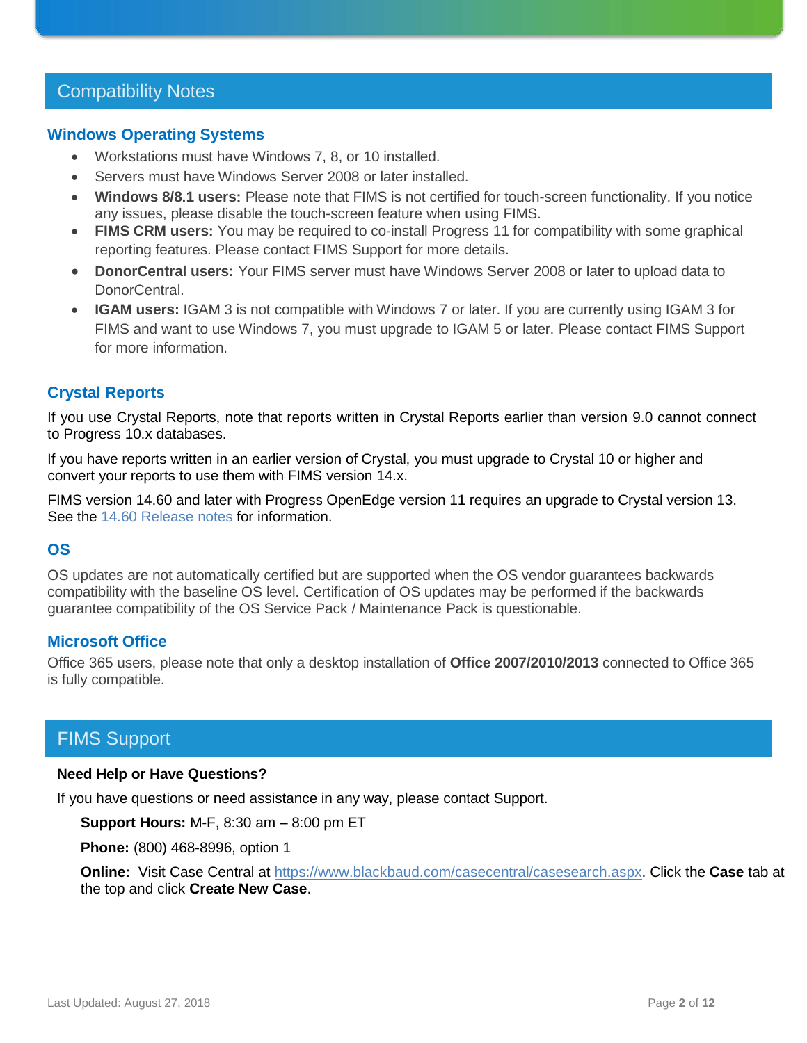## Compatibility Notes

### Windows Operating Systems

- Workstations must have Windows 7, 8, or 10 installed.
- Servers must have Windows Server 2008 or later installed.
- **Windows 8/8.1 users:** Please note that FIMS is not certified for touch-screen functionality. If you notice any issues, please disable the touch-screen feature when using FIMS.
- **FIMS CRM users:** You may be required to co-install Progress 11 for compatibility with some graphical reporting features. Please contact FIMS Support for more details.
- **DonorCentral users:** Your FIMS server must have Windows Server 2008 or later to upload data to DonorCentral.
- **IGAM users:** IGAM 3 is not compatible with Windows 7 or later. If you are currently using IGAM 3 for FIMS and want to use Windows 7, you must upgrade to IGAM 5 or later. Please contact FIMS Support for more information.

### Crystal Reports

If you use Crystal Reports, note that reports written in Crystal Reports earlier than version 9.0 cannot connect to Progress 10.x databases.

If you have reports written in an earlier version of Crystal, you must upgrade to Crystal 10 or higher and convert your reports to use them with FIMS version 14.x.

FIMS version 14.60 and later with Progress OpenEdge version 11 requires an upgrade to Crystal version 13. See the 14.60 Release notes for information.

### OS

OS updates are not automatically certified but are supported when the OS vendor guarantees backwards compatibility with the baseline OS level. Certification of OS updates may be performed if the backwards guarantee compatibility of the OS Service Pack / Maintenance Pack is questionable.

### Microsoft Office

Office 365 users, please note that only a desktop installation of **Office 2007/2010/2013** connected to Office 365 is fully compatible.

## FIMS Support

**Need Help or Have Questions?**

If you have questions or need assistance in any way, please contact Support.

**Support Hours:** M-F, 8:30 am – 8:00 pm ET

**Phone:** (800) 468-8996, option 1

**Online:** Visit Case Central at https://www.blackbaud.com/casecentral/casesearch.aspx. Click the **Case** tab at the top and click **Create New Case**.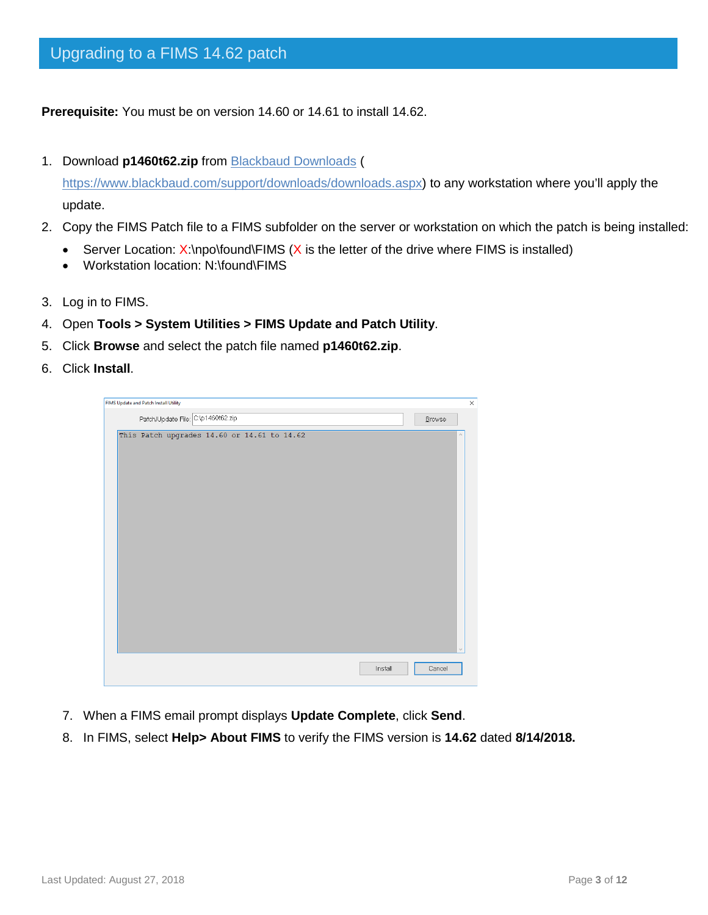## Upgrading to a FIMS 14.62 patch

**Prerequisite:** You must be on version 14.60 or 14.61 to install 14.62.

1. Download **p1460t62.zip** from [Blackbaud Downloads](https://www.blackbaud.com/support/downloads/downloads.aspx) (https://www.blackbaud.com/support/downloads/downloads.aspx) to any workstation where you'll apply the update.
2. Copy the FIMS Patch file to a FIMS subfolder on the server or workstation on which the patch is being installed:
   - Server Location: X:\npo\found\FIMS (X is the letter of the drive where FIMS is installed)
   - Workstation location: N:\found\FIMS
3. Log in to FIMS.
4. Open **Tools > System Utilities > FIMS Update and Patch Utility**.
5. Click **Browse** and select the patch file named **p1460t62.zip**.
6. Click **Install**.

FIMS Update and Patch Install Utility

Patch/Update File: C:\p1460t62.zip   Browse

```
This Patch upgrades 14.60 or 14.61 to 14.62
```

Install   Cancel

7. When a FIMS email prompt displays **Update Complete**, click **Send**.
8. In FIMS, select **Help> About FIMS** to verify the FIMS version is **14.62** dated **8/14/2018.**

Last Updated: August 27, 2018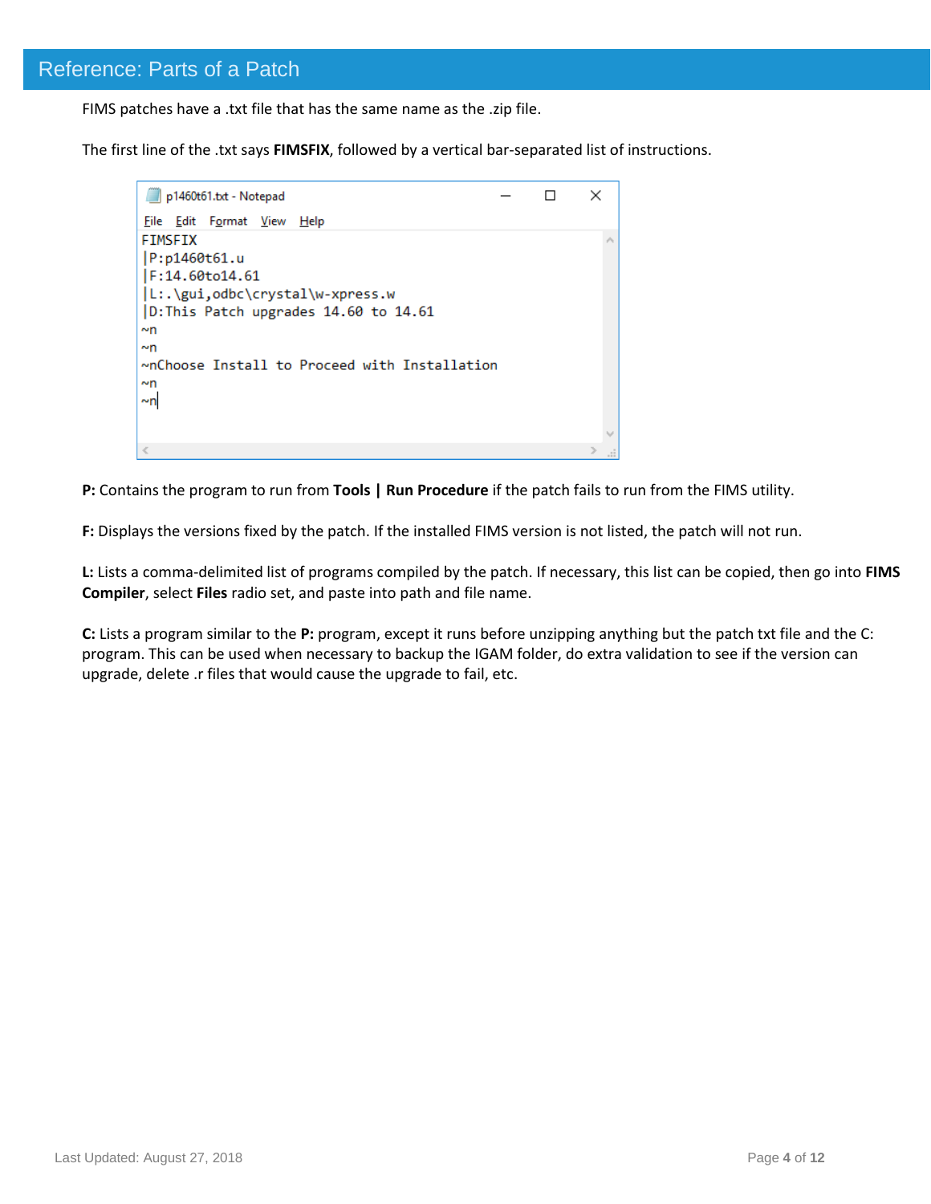## Reference: Parts of a Patch

FIMS patches have a .txt file that has the same name as the .zip file.

The first line of the .txt says **FIMSFIX**, followed by a vertical bar-separated list of instructions.

```
FIMSFIX
|P:p1460t61.u
|F:14.60to14.61
|L:.\gui,odbc\crystal\w-xpress.w
|D:This Patch upgrades 14.60 to 14.61
~n
~n
~nChoose Install to Proceed with Installation
~n
~n
```

**P:** Contains the program to run from **Tools | Run Procedure** if the patch fails to run from the FIMS utility.

**F:** Displays the versions fixed by the patch. If the installed FIMS version is not listed, the patch will not run.

**L:** Lists a comma-delimited list of programs compiled by the patch. If necessary, this list can be copied, then go into **FIMS Compiler**, select **Files** radio set, and paste into path and file name.

**C:** Lists a program similar to the **P:** program, except it runs before unzipping anything but the patch txt file and the C: program. This can be used when necessary to backup the IGAM folder, do extra validation to see if the version can upgrade, delete .r files that would cause the upgrade to fail, etc.

Last Updated: August 27, 2018